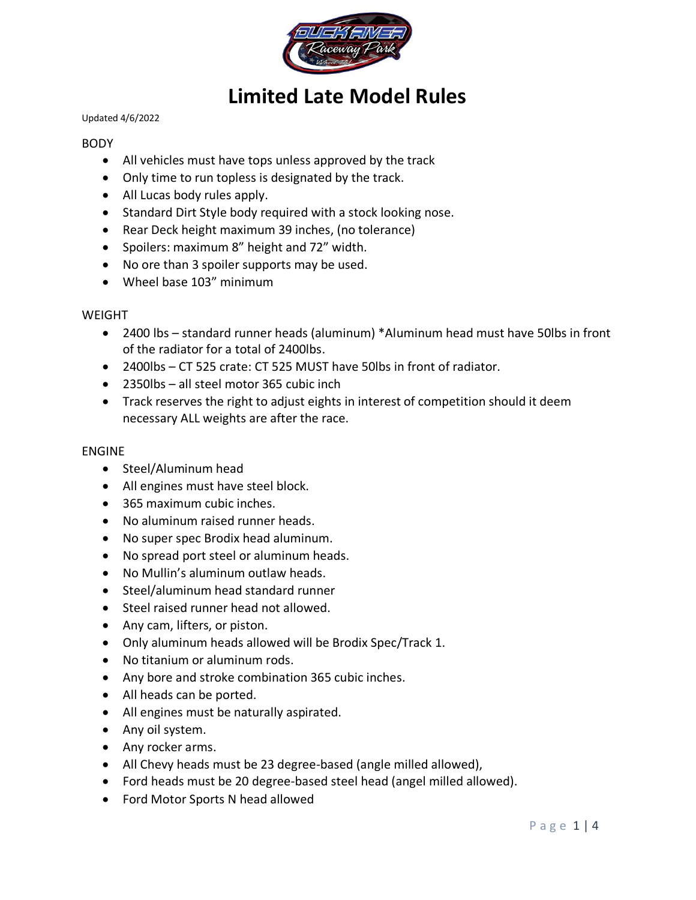# Limited Late Model Rules

Updated 4/6/2022

## BODY

- All vehicles must have tops unless approved by the track
- Only time to run topless is designated by the track.
- All Lucas body rules apply.
- Standard Dirt Style body required with a stock looking nose.
- Rear Deck height maximum 39 inches, (no tolerance)
- Spoilers: maximum 8" height and 72" width.
- No ore than 3 spoiler supports may be used.
- Wheel base 103" minimum

## WEIGHT

- 2400 lbs – standard runner heads (aluminum) *Aluminum head must have 50lbs in front of the radiator for a total of 2400lbs.
- 2400lbs – CT 525 crate: CT 525 MUST have 50lbs in front of radiator.
- 2350lbs – all steel motor 365 cubic inch
- Track reserves the right to adjust eights in interest of competition should it deem necessary ALL weights are after the race.

## ENGINE

- Steel/Aluminum head
- All engines must have steel block.
- 365 maximum cubic inches.
- No aluminum raised runner heads.
- No super spec Brodix head aluminum.
- No spread port steel or aluminum heads.
- No Mullin's aluminum outlaw heads.
- Steel/aluminum head standard runner
- Steel raised runner head not allowed.
- Any cam, lifters, or piston.
- Only aluminum heads allowed will be Brodix Spec/Track 1.
- No titanium or aluminum rods.
- Any bore and stroke combination 365 cubic inches.
- All heads can be ported.
- All engines must be naturally aspirated.
- Any oil system.
- Any rocker arms.
- All Chevy heads must be 23 degree-based (angle milled allowed),
- Ford heads must be 20 degree-based steel head (angel milled allowed).
- Ford Motor Sports N head allowed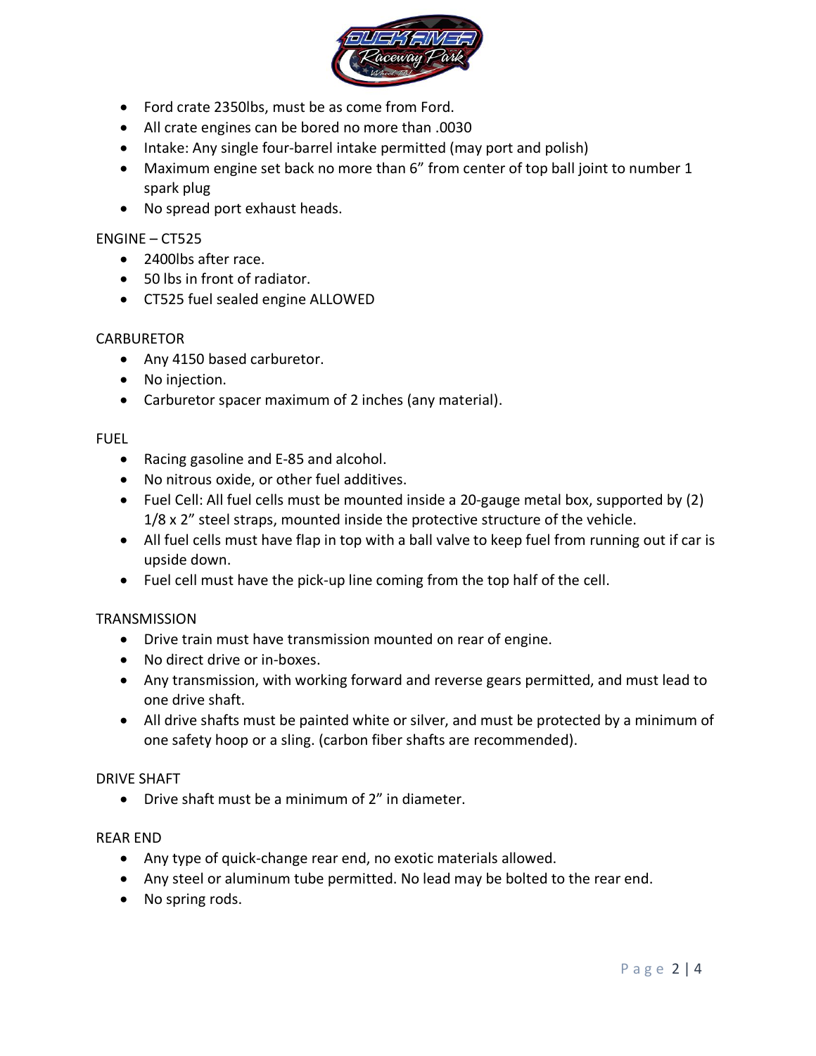- Ford crate 2350lbs, must be as come from Ford.
- All crate engines can be bored no more than .0030
- Intake: Any single four-barrel intake permitted (may port and polish)
- Maximum engine set back no more than 6" from center of top ball joint to number 1 spark plug
- No spread port exhaust heads.

ENGINE – CT525

- 2400lbs after race.
- 50 lbs in front of radiator.
- CT525 fuel sealed engine ALLOWED

CARBURETOR

- Any 4150 based carburetor.
- No injection.
- Carburetor spacer maximum of 2 inches (any material).

FUEL

- Racing gasoline and E-85 and alcohol.
- No nitrous oxide, or other fuel additives.
- Fuel Cell: All fuel cells must be mounted inside a 20-gauge metal box, supported by (2) 1/8 x 2" steel straps, mounted inside the protective structure of the vehicle.
- All fuel cells must have flap in top with a ball valve to keep fuel from running out if car is upside down.
- Fuel cell must have the pick-up line coming from the top half of the cell.

TRANSMISSION

- Drive train must have transmission mounted on rear of engine.
- No direct drive or in-boxes.
- Any transmission, with working forward and reverse gears permitted, and must lead to one drive shaft.
- All drive shafts must be painted white or silver, and must be protected by a minimum of one safety hoop or a sling. (carbon fiber shafts are recommended).

DRIVE SHAFT

- Drive shaft must be a minimum of 2" in diameter.

REAR END

- Any type of quick-change rear end, no exotic materials allowed.
- Any steel or aluminum tube permitted. No lead may be bolted to the rear end.
- No spring rods.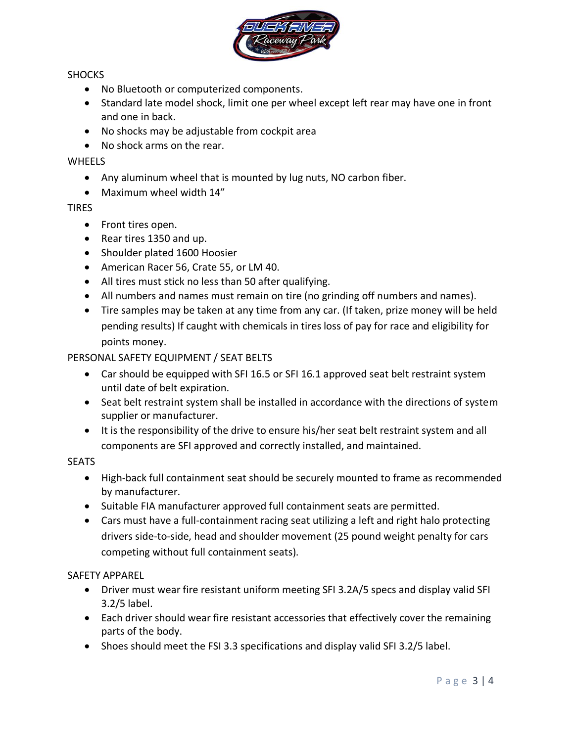## SHOCKS

- No Bluetooth or computerized components.
- Standard late model shock, limit one per wheel except left rear may have one in front and one in back.
- No shocks may be adjustable from cockpit area
- No shock arms on the rear.

## WHEELS

- Any aluminum wheel that is mounted by lug nuts, NO carbon fiber.
- Maximum wheel width 14"

## TIRES

- Front tires open.
- Rear tires 1350 and up.
- Shoulder plated 1600 Hoosier
- American Racer 56, Crate 55, or LM 40.
- All tires must stick no less than 50 after qualifying.
- All numbers and names must remain on tire (no grinding off numbers and names).
- Tire samples may be taken at any time from any car. (If taken, prize money will be held pending results) If caught with chemicals in tires loss of pay for race and eligibility for points money.

## PERSONAL SAFETY EQUIPMENT / SEAT BELTS

- Car should be equipped with SFI 16.5 or SFI 16.1 approved seat belt restraint system until date of belt expiration.
- Seat belt restraint system shall be installed in accordance with the directions of system supplier or manufacturer.
- It is the responsibility of the drive to ensure his/her seat belt restraint system and all components are SFI approved and correctly installed, and maintained.

## SEATS

- High-back full containment seat should be securely mounted to frame as recommended by manufacturer.
- Suitable FIA manufacturer approved full containment seats are permitted.
- Cars must have a full-containment racing seat utilizing a left and right halo protecting drivers side-to-side, head and shoulder movement (25 pound weight penalty for cars competing without full containment seats).

## SAFETY APPAREL

- Driver must wear fire resistant uniform meeting SFI 3.2A/5 specs and display valid SFI 3.2/5 label.
- Each driver should wear fire resistant accessories that effectively cover the remaining parts of the body.
- Shoes should meet the FSI 3.3 specifications and display valid SFI 3.2/5 label.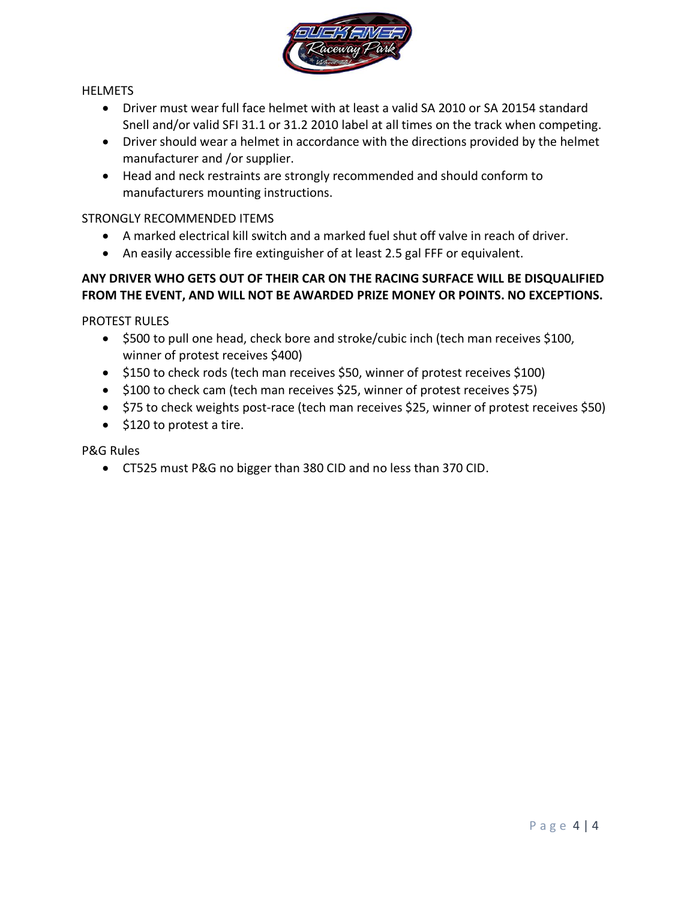HELMETS

- Driver must wear full face helmet with at least a valid SA 2010 or SA 20154 standard Snell and/or valid SFI 31.1 or 31.2 2010 label at all times on the track when competing.
- Driver should wear a helmet in accordance with the directions provided by the helmet manufacturer and /or supplier.
- Head and neck restraints are strongly recommended and should conform to manufacturers mounting instructions.

STRONGLY RECOMMENDED ITEMS

- A marked electrical kill switch and a marked fuel shut off valve in reach of driver.
- An easily accessible fire extinguisher of at least 2.5 gal FFF or equivalent.

**ANY DRIVER WHO GETS OUT OF THEIR CAR ON THE RACING SURFACE WILL BE DISQUALIFIED FROM THE EVENT, AND WILL NOT BE AWARDED PRIZE MONEY OR POINTS. NO EXCEPTIONS.**

PROTEST RULES

- $500 to pull one head, check bore and stroke/cubic inch (tech man receives $100, winner of protest receives $400)
- $150 to check rods (tech man receives $50, winner of protest receives $100)
- $100 to check cam (tech man receives $25, winner of protest receives $75)
- $75 to check weights post-race (tech man receives $25, winner of protest receives $50)
- $120 to protest a tire.

P&G Rules

- CT525 must P&G no bigger than 380 CID and no less than 370 CID.